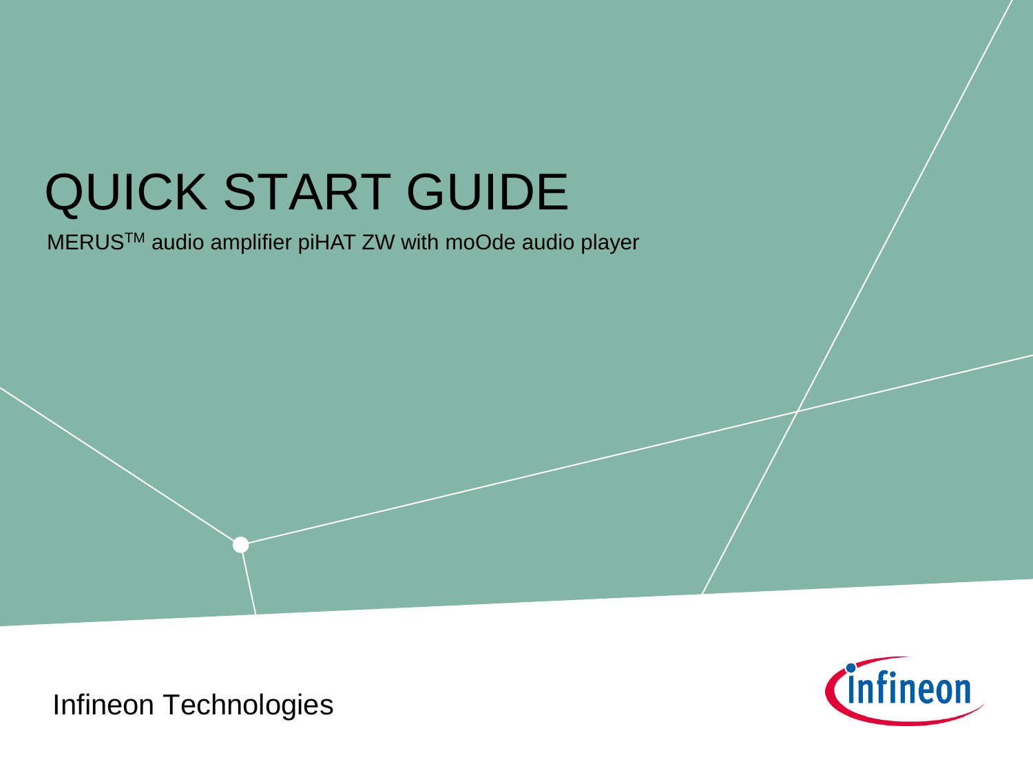# QUICK START GUIDE

MERUS[TM] audio amplifier piHAT ZW with moOde audio player

Infineon Technologies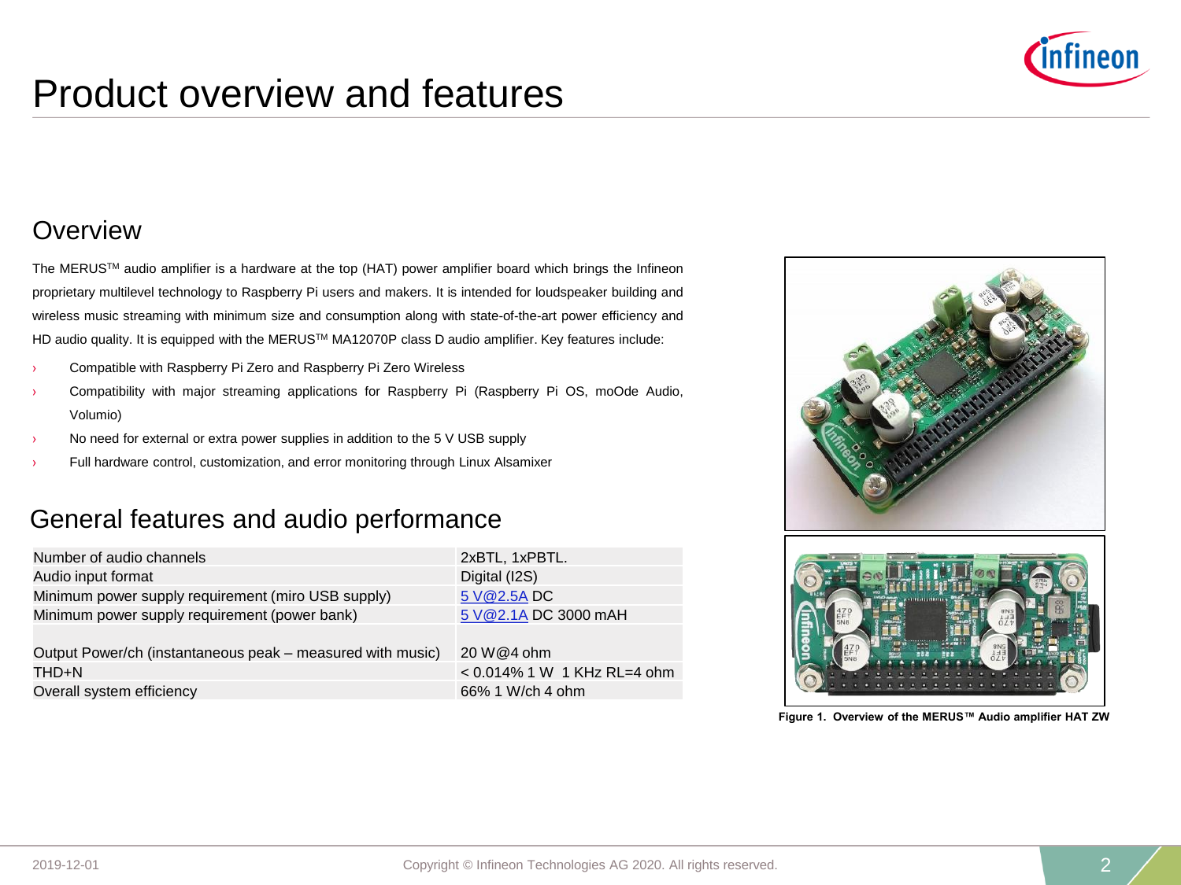# Product overview and features

## Overview

The MERUS™ audio amplifier is a hardware at the top (HAT) power amplifier board which brings the Infineon proprietary multilevel technology to Raspberry Pi users and makers. It is intended for loudspeaker building and wireless music streaming with minimum size and consumption along with state-of-the-art power efficiency and HD audio quality. It is equipped with the MERUS™ MA12070P class D audio amplifier. Key features include:

- Compatible with Raspberry Pi Zero and Raspberry Pi Zero Wireless
- Compatibility with major streaming applications for Raspberry Pi (Raspberry Pi OS, moOde Audio, Volumio)
- No need for external or extra power supplies in addition to the 5 V USB supply
- Full hardware control, customization, and error monitoring through Linux Alsamixer

## General features and audio performance

| | |
|---|---|
| Number of audio channels | 2xBTL, 1xPBTL. |
| Audio input format | Digital (I2S) |
| Minimum power supply requirement (miro USB supply) | 5 V@2.5A DC |
| Minimum power supply requirement (power bank) | 5 V@2.1A DC 3000 mAH |
| Output Power/ch (instantaneous peak – measured with music) | 20 W@4 ohm |
| THD+N | < 0.014% 1 W 1 KHz RL=4 ohm |
| Overall system efficiency | 66% 1 W/ch 4 ohm |

**Figure 1. Overview of the MERUS™ Audio amplifier HAT ZW**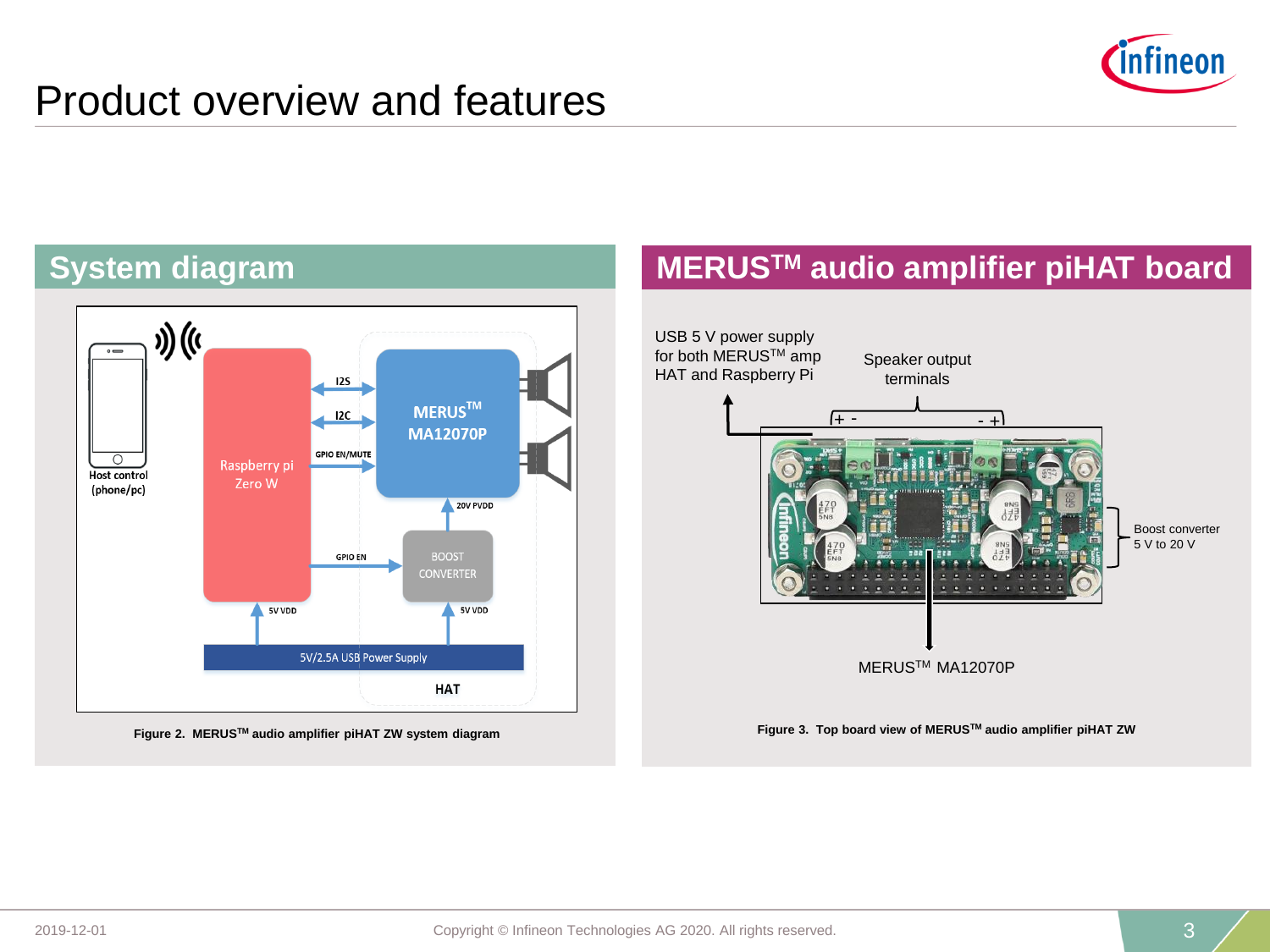# Product overview and features

## System diagram

I2S

I2C

GPIO EN/MUTE

MERUS™ MA12070P

Raspberry pi Zero W

Host control (phone/pc)

20V PVDD

GPIO EN

BOOST CONVERTER

5V VDD

5V VDD

5V/2.5A USB Power Supply

HAT

**Figure 2. MERUS™ audio amplifier piHAT ZW system diagram**

## MERUS™ audio amplifier piHAT board

USB 5 V power supply for both MERUS™ amp HAT and Raspberry Pi

Speaker output terminals

Boost converter 5 V to 20 V

MERUS™ MA12070P

**Figure 3. Top board view of MERUS™ audio amplifier piHAT ZW**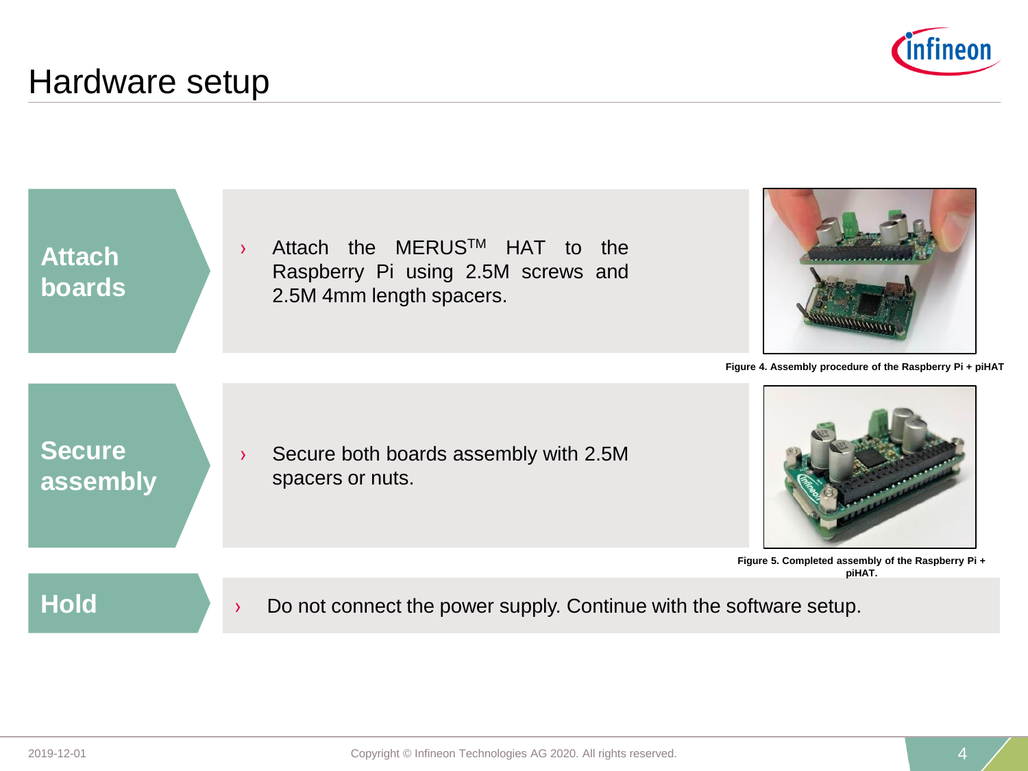# Hardware setup

**Attach boards**

- Attach the MERUS[TM] HAT to the Raspberry Pi using 2.5M screws and 2.5M 4mm length spacers.

Figure 4. Assembly procedure of the Raspberry Pi + piHAT

**Secure assembly**

- Secure both boards assembly with 2.5M spacers or nuts.

Figure 5. Completed assembly of the Raspberry Pi + piHAT.

**Hold**

- Do not connect the power supply. Continue with the software setup.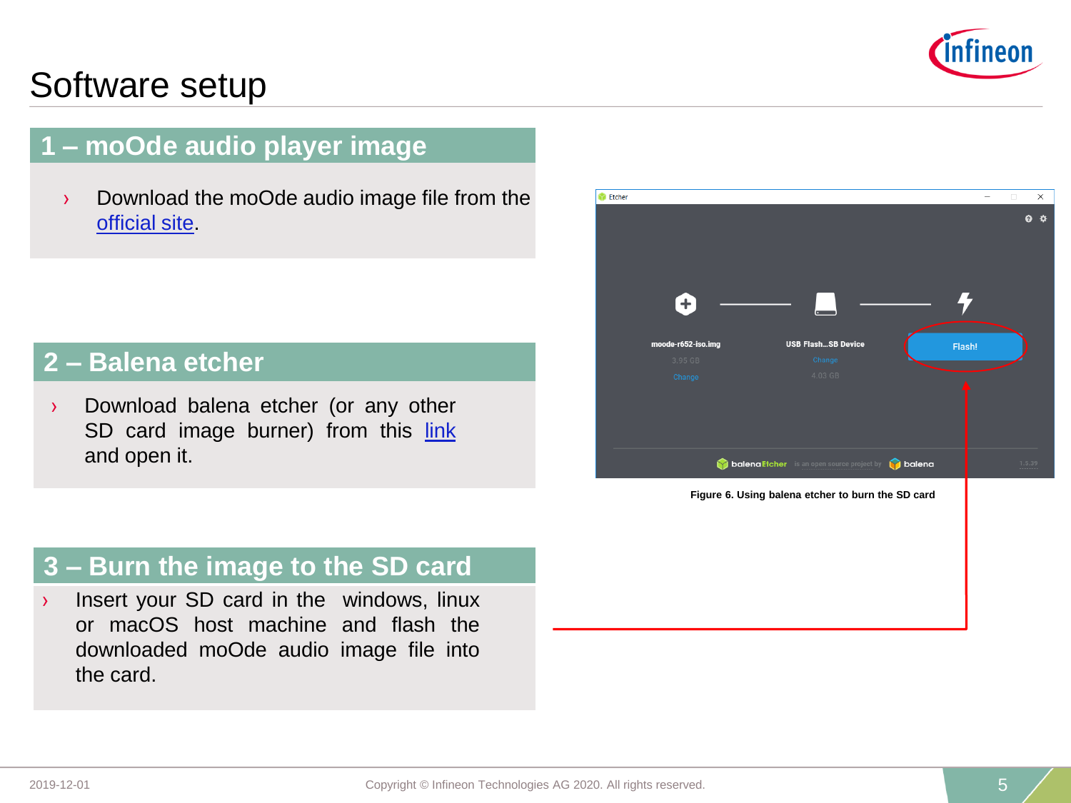# Software setup

## 1 – moOde audio player image

- Download the moOde audio image file from the official site.

## 2 – Balena etcher

- Download balena etcher (or any other SD card image burner) from this link and open it.

## 3 – Burn the image to the SD card

- Insert your SD card in the windows, linux or macOS host machine and flash the downloaded moOde audio image file into the card.

**Figure 6. Using balena etcher to burn the SD card**

2019-12-01

Copyright © Infineon Technologies AG 2020. All rights reserved.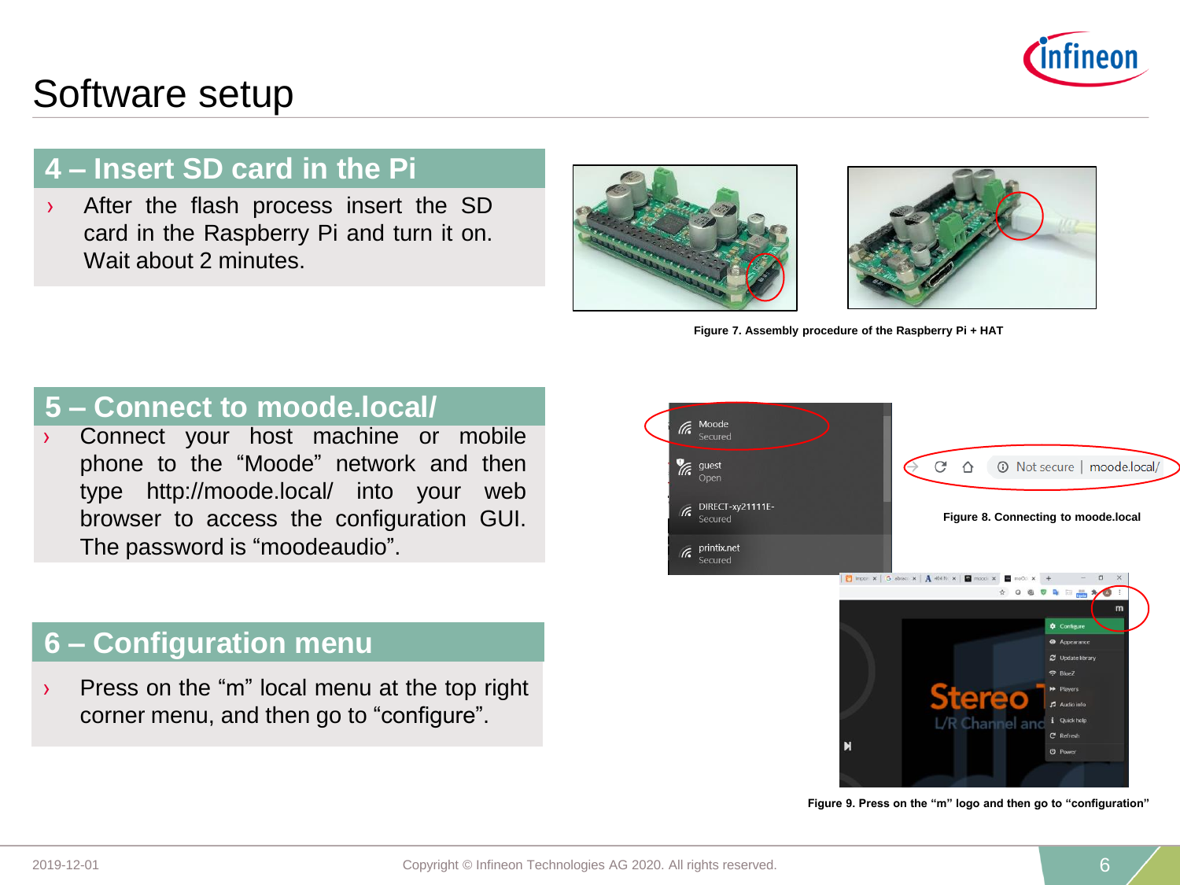# Software setup

## 4 – Insert SD card in the Pi

- After the flash process insert the SD card in the Raspberry Pi and turn it on. Wait about 2 minutes.

Figure 7. Assembly procedure of the Raspberry Pi + HAT

## 5 – Connect to moode.local/

- Connect your host machine or mobile phone to the “Moode” network and then type http://moode.local/ into your web browser to access the configuration GUI. The password is “moodeaudio”.

Figure 8. Connecting to moode.local

## 6 – Configuration menu

- Press on the “m” local menu at the top right corner menu, and then go to “configure”.

Figure 9. Press on the “m” logo and then go to “configuration”

2019-12-01

Copyright © Infineon Technologies AG 2020. All rights reserved.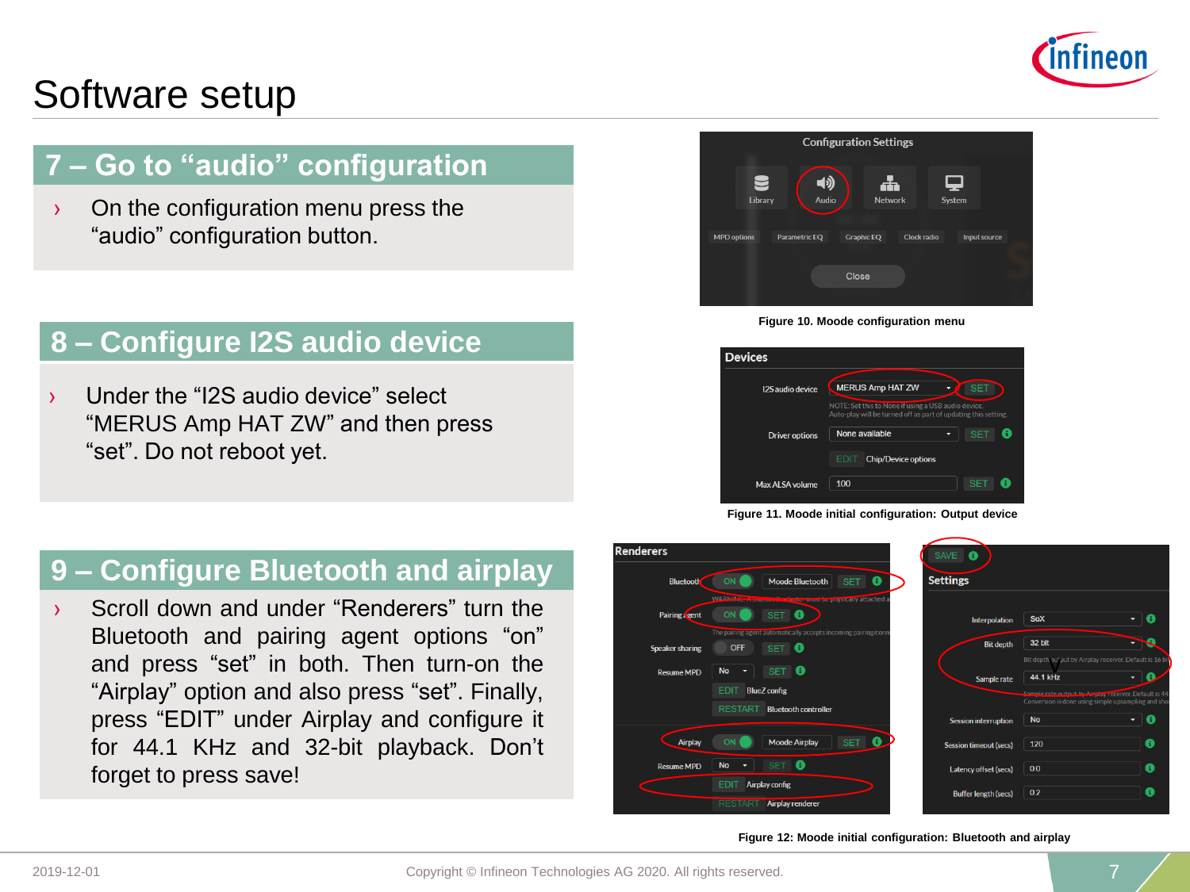# Software setup

## 7 – Go to “audio” configuration

- On the configuration menu press the “audio” configuration button.

Figure 10. Moode configuration menu

## 8 – Configure I2S audio device

- Under the “I2S audio device” select “MERUS Amp HAT ZW” and then press “set”. Do not reboot yet.

Figure 11. Moode initial configuration: Output device

## 9 – Configure Bluetooth and airplay

- Scroll down and under “Renderers” turn the Bluetooth and pairing agent options “on” and press “set” in both. Then turn-on the “Airplay” option and also press “set”. Finally, press “EDIT” under Airplay and configure it for 44.1 KHz and 32-bit playback. Don’t forget to press save!

Figure 12: Moode initial configuration: Bluetooth and airplay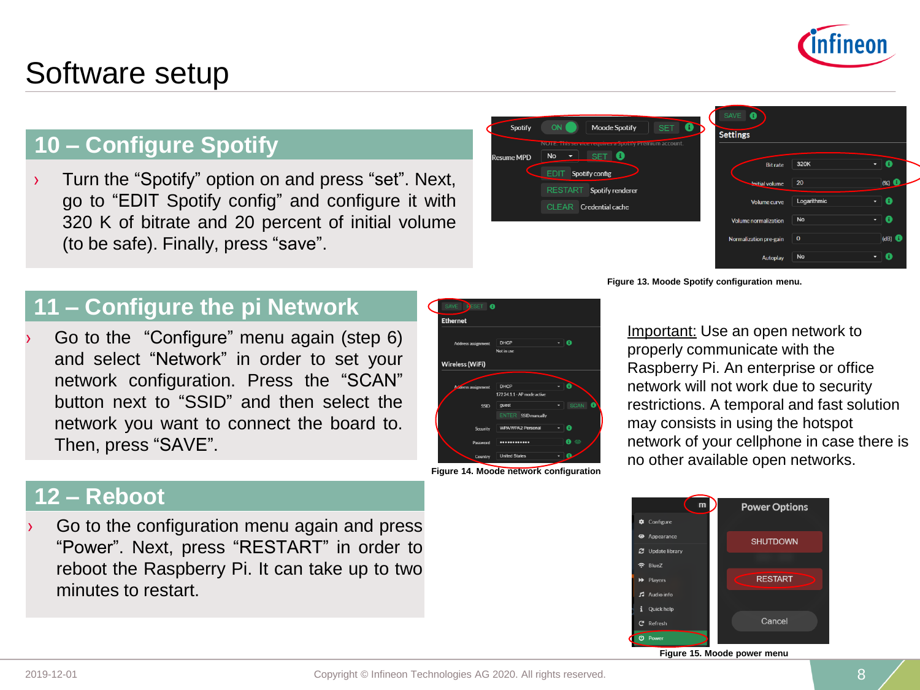# Software setup

## 10 – Configure Spotify

- Turn the “Spotify” option on and press “set”. Next, go to “EDIT Spotify config” and configure it with 320 K of bitrate and 20 percent of initial volume (to be safe). Finally, press “save”.

Figure 13. Moode Spotify configuration menu.

## 11 – Configure the pi Network

- Go to the “Configure” menu again (step 6) and select “Network” in order to set your network configuration. Press the “SCAN” button next to “SSID” and then select the network you want to connect the board to. Then, press “SAVE”.

Figure 14. Moode network configuration

Important: Use an open network to properly communicate with the Raspberry Pi. An enterprise or office network will not work due to security restrictions. A temporal and fast solution may consists in using the hotspot network of your cellphone in case there is no other available open networks.

## 12 – Reboot

- Go to the configuration menu again and press “Power”. Next, press “RESTART” in order to reboot the Raspberry Pi. It can take up to two minutes to restart.

Figure 15. Moode power menu

2019-12-01 Copyright © Infineon Technologies AG 2020. All rights reserved.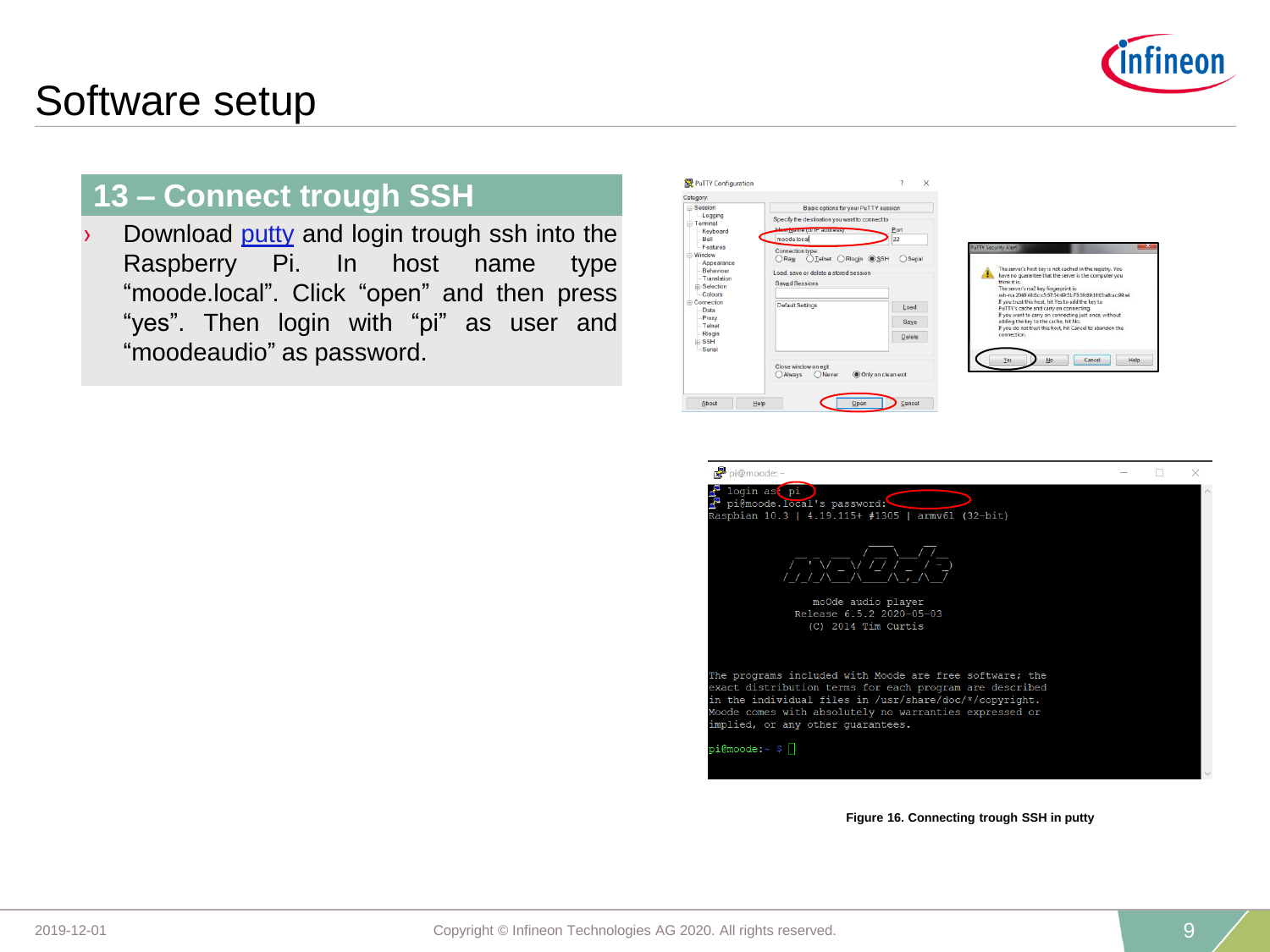# Software setup

## 13 – Connect trough SSH

- Download putty and login trough ssh into the Raspberry Pi. In host name type “moode.local”. Click “open” and then press “yes”. Then login with “pi” as user and “moodeaudio” as password.

**Figure 16. Connecting trough SSH in putty**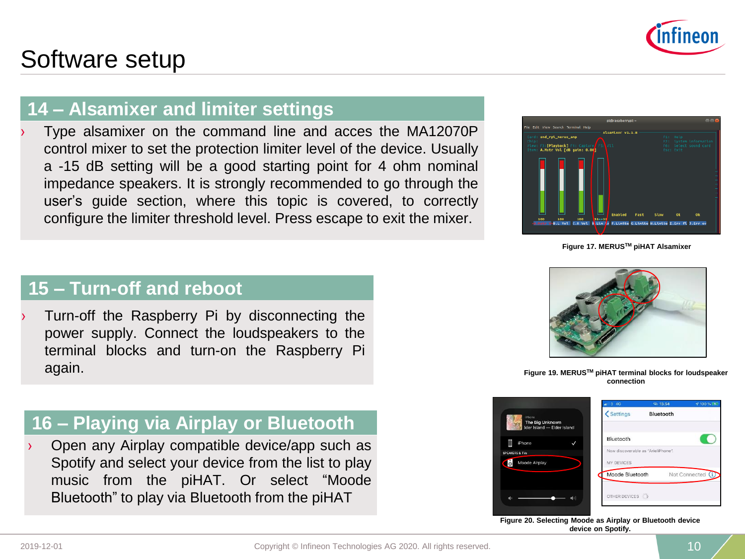# Software setup

## 14 – Alsamixer and limiter settings

- Type alsamixer on the command line and acces the MA12070P control mixer to set the protection limiter level of the device. Usually a -15 dB setting will be a good starting point for 4 ohm nominal impedance speakers. It is strongly recommended to go through the user's guide section, where this topic is covered, to correctly configure the limiter threshold level. Press escape to exit the mixer.

Figure 17. MERUS[TM] piHAT Alsamixer

## 15 – Turn-off and reboot

- Turn-off the Raspberry Pi by disconnecting the power supply. Connect the loudspeakers to the terminal blocks and turn-on the Raspberry Pi again.

Figure 19. MERUS[TM] piHAT terminal blocks for loudspeaker connection

## 16 – Playing via Airplay or Bluetooth

- Open any Airplay compatible device/app such as Spotify and select your device from the list to play music from the piHAT. Or select "Moode Bluetooth" to play via Bluetooth from the piHAT

Figure 20. Selecting Moode as Airplay or Bluetooth device device on Spotify.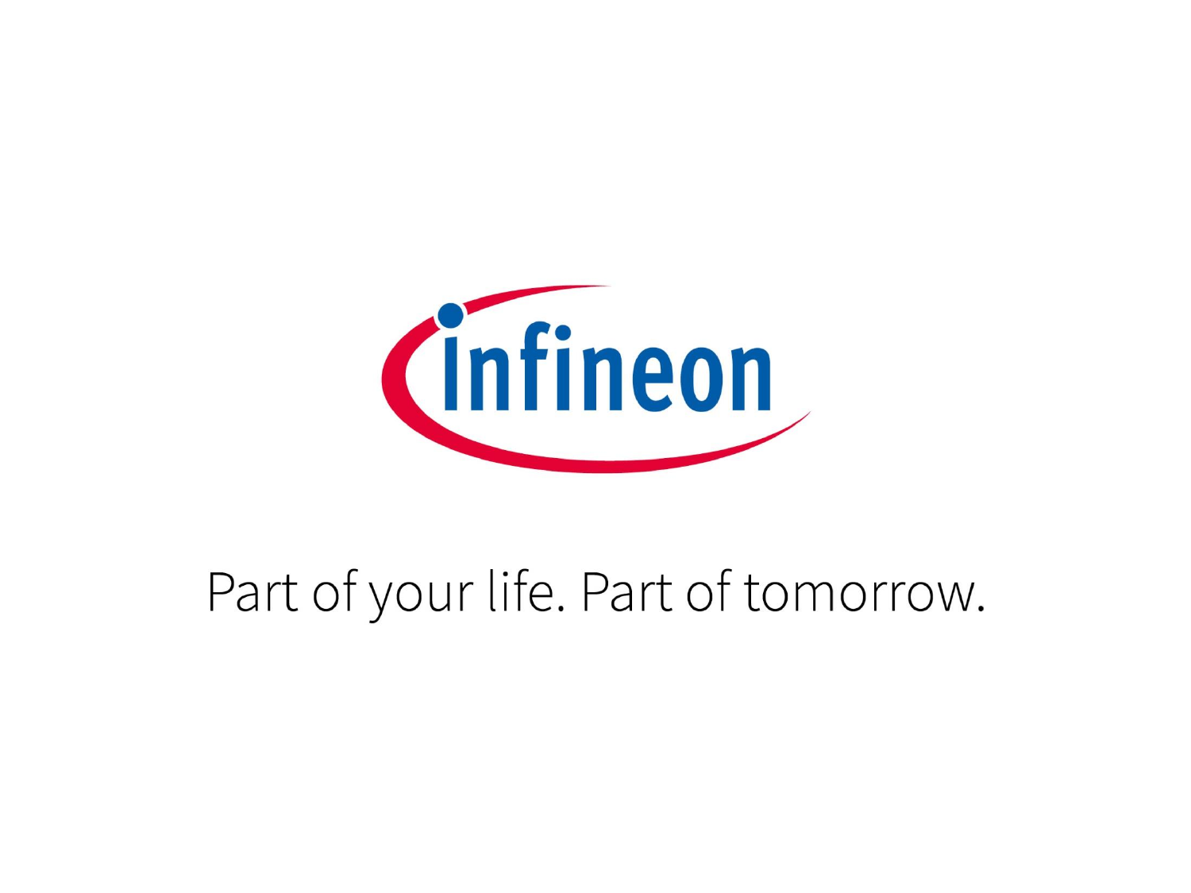infineon

Part of your life. Part of tomorrow.